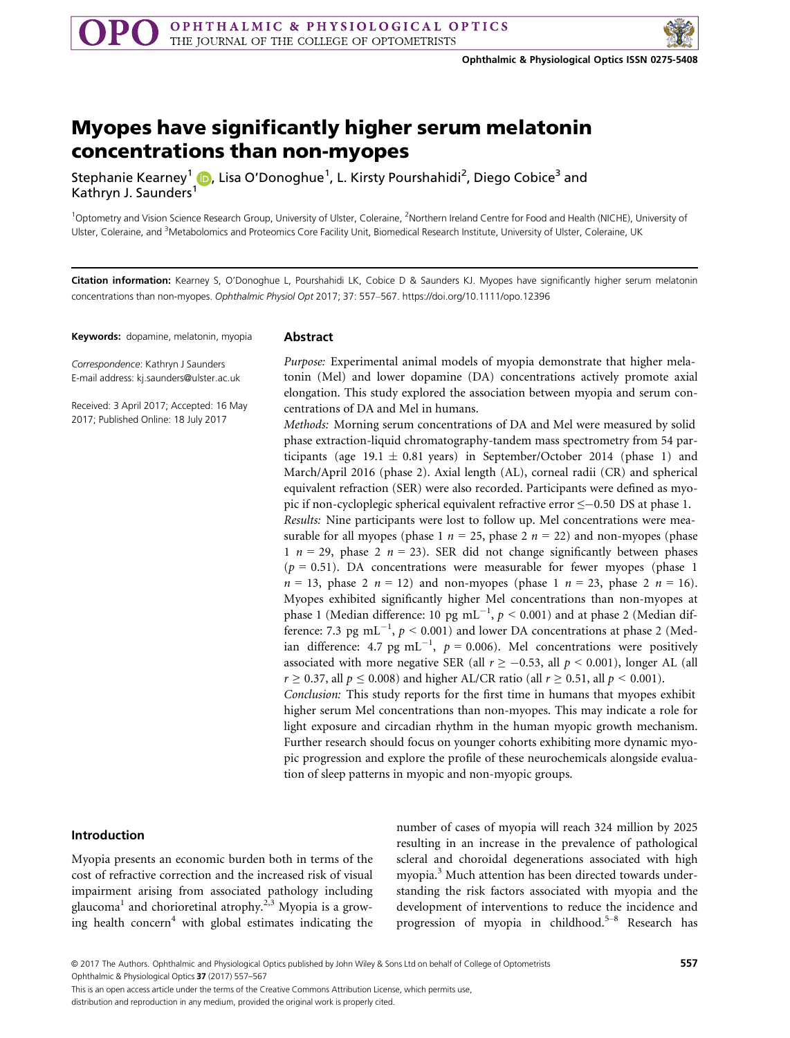# Myopes have significantly higher serum melatonin concentrations than non-myopes

Stephanie Kearney[1], Lisa O'Donoghue[1], L. Kirsty Pourshahidi[2], Diego Cobice[3] and Kathryn J. Saunders[1]

[1]Optometry and Vision Science Research Group, University of Ulster, Coleraine, [2]Northern Ireland Centre for Food and Health (NICHE), University of Ulster, Coleraine, and [3]Metabolomics and Proteomics Core Facility Unit, Biomedical Research Institute, University of Ulster, Coleraine, UK

**Citation information:** Kearney S, O'Donoghue L, Pourshahidi LK, Cobice D & Saunders KJ. Myopes have significantly higher serum melatonin concentrations than non-myopes. *Ophthalmic Physiol Opt* 2017; 37: 557–567. https://doi.org/10.1111/opo.12396

**Keywords:** dopamine, melatonin, myopia

*Correspondence*: Kathryn J Saunders
E-mail address: kj.saunders@ulster.ac.uk

Received: 3 April 2017; Accepted: 16 May 2017; Published Online: 18 July 2017

## Abstract

*Purpose:* Experimental animal models of myopia demonstrate that higher melatonin (Mel) and lower dopamine (DA) concentrations actively promote axial elongation. This study explored the association between myopia and serum concentrations of DA and Mel in humans.

*Methods:* Morning serum concentrations of DA and Mel were measured by solid phase extraction-liquid chromatography-tandem mass spectrometry from 54 participants (age $19.1 \pm 0.81$ years) in September/October 2014 (phase 1) and March/April 2016 (phase 2). Axial length (AL), corneal radii (CR) and spherical equivalent refraction (SER) were also recorded. Participants were defined as myopic if non-cycloplegic spherical equivalent refractive error $\leq -0.50$ DS at phase 1.

*Results:* Nine participants were lost to follow up. Mel concentrations were measurable for all myopes (phase 1 $n = 25$, phase 2 $n = 22$) and non-myopes (phase 1 $n = 29$, phase 2 $n = 23$). SER did not change significantly between phases ($p = 0.51$). DA concentrations were measurable for fewer myopes (phase 1 $n = 13$, phase 2 $n = 12$) and non-myopes (phase 1 $n = 23$, phase 2 $n = 16$). Myopes exhibited significantly higher Mel concentrations than non-myopes at phase 1 (Median difference: 10 pg mL$^{-1}$, $p < 0.001$) and at phase 2 (Median difference: 7.3 pg mL$^{-1}$, $p < 0.001$) and lower DA concentrations at phase 2 (Median difference: 4.7 pg mL$^{-1}$, $p = 0.006$). Mel concentrations were positively associated with more negative SER (all $r \geq -0.53$, all $p < 0.001$), longer AL (all $r \geq 0.37$, all $p \leq 0.008$) and higher AL/CR ratio (all $r \geq 0.51$, all $p < 0.001$).

*Conclusion:* This study reports for the first time in humans that myopes exhibit higher serum Mel concentrations than non-myopes. This may indicate a role for light exposure and circadian rhythm in the human myopic growth mechanism. Further research should focus on younger cohorts exhibiting more dynamic myopic progression and explore the profile of these neurochemicals alongside evaluation of sleep patterns in myopic and non-myopic groups.

## Introduction

Myopia presents an economic burden both in terms of the cost of refractive correction and the increased risk of visual impairment arising from associated pathology including glaucoma[1] and chorioretinal atrophy.[2,3] Myopia is a growing health concern[4] with global estimates indicating the number of cases of myopia will reach 324 million by 2025 resulting in an increase in the prevalence of pathological scleral and choroidal degenerations associated with high myopia.[3] Much attention has been directed towards understanding the risk factors associated with myopia and the development of interventions to reduce the incidence and progression of myopia in childhood.[5–8] Research has

© 2017 The Authors. Ophthalmic and Physiological Optics published by John Wiley & Sons Ltd on behalf of College of Optometrists

This is an open access article under the terms of the Creative Commons Attribution License, which permits use, distribution and reproduction in any medium, provided the original work is properly cited.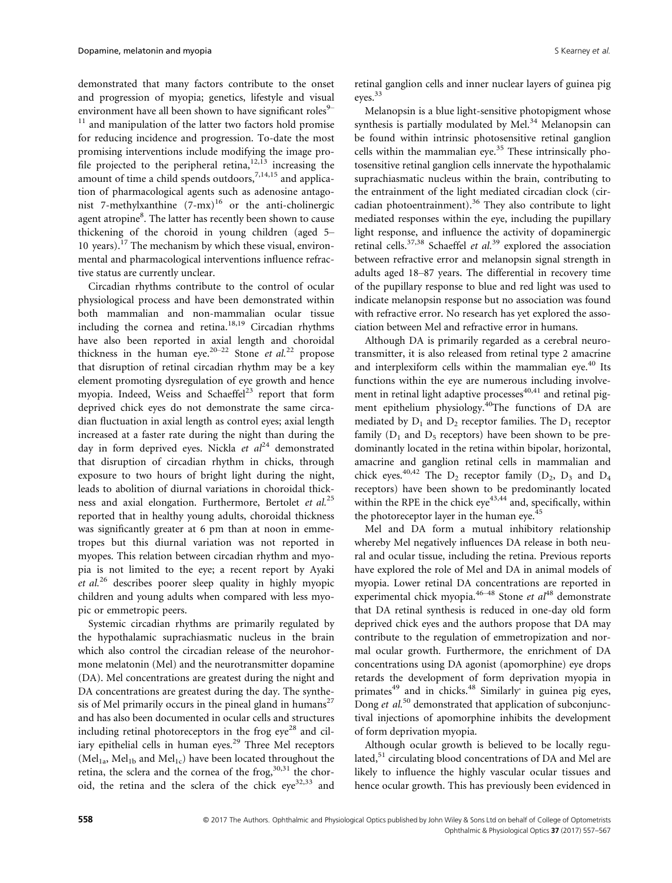demonstrated that many factors contribute to the onset and progression of myopia; genetics, lifestyle and visual environment have all been shown to have significant roles[9–11] and manipulation of the latter two factors hold promise for reducing incidence and progression. To-date the most promising interventions include modifying the image profile projected to the peripheral retina,[12,13] increasing the amount of time a child spends outdoors,[7,14,15] and application of pharmacological agents such as adenosine antagonist 7-methylxanthine (7-mx)[16] or the anti-cholinergic agent atropine[8]. The latter has recently been shown to cause thickening of the choroid in young children (aged 5–10 years).[17] The mechanism by which these visual, environmental and pharmacological interventions influence refractive status are currently unclear.

Circadian rhythms contribute to the control of ocular physiological process and have been demonstrated within both mammalian and non-mammalian ocular tissue including the cornea and retina.[18,19] Circadian rhythms have also been reported in axial length and choroidal thickness in the human eye.[20–22] Stone *et al.*[22] propose that disruption of retinal circadian rhythm may be a key element promoting dysregulation of eye growth and hence myopia. Indeed, Weiss and Schaeffel[23] report that form deprived chick eyes do not demonstrate the same circadian fluctuation in axial length as control eyes; axial length increased at a faster rate during the night than during the day in form deprived eyes. Nickla *et al*[24] demonstrated that disruption of circadian rhythm in chicks, through exposure to two hours of bright light during the night, leads to abolition of diurnal variations in choroidal thickness and axial elongation. Furthermore, Bertolet *et al.*[25] reported that in healthy young adults, choroidal thickness was significantly greater at 6 pm than at noon in emmetropes but this diurnal variation was not reported in myopes. This relation between circadian rhythm and myopia is not limited to the eye; a recent report by Ayaki *et al.*[26] describes poorer sleep quality in highly myopic children and young adults when compared with less myopic or emmetropic peers.

Systemic circadian rhythms are primarily regulated by the hypothalamic suprachiasmatic nucleus in the brain which also control the circadian release of the neurohormone melatonin (Mel) and the neurotransmitter dopamine (DA). Mel concentrations are greatest during the night and DA concentrations are greatest during the day. The synthesis of Mel primarily occurs in the pineal gland in humans[27] and has also been documented in ocular cells and structures including retinal photoreceptors in the frog eye[28] and ciliary epithelial cells in human eyes.[29] Three Mel receptors ($Mel_{1a}$, $Mel_{1b}$ and $Mel_{1c}$) have been located throughout the retina, the sclera and the cornea of the frog,[30,31] the choroid, the retina and the sclera of the chick eye[32,33] and retinal ganglion cells and inner nuclear layers of guinea pig eyes.[33]

Melanopsin is a blue light-sensitive photopigment whose synthesis is partially modulated by Mel.[34] Melanopsin can be found within intrinsic photosensitive retinal ganglion cells within the mammalian eye.[35] These intrinsically photosensitive retinal ganglion cells innervate the hypothalamic suprachiasmatic nucleus within the brain, contributing to the entrainment of the light mediated circadian clock (circadian photoentrainment).[36] They also contribute to light mediated responses within the eye, including the pupillary light response, and influence the activity of dopaminergic retinal cells.[37,38] Schaeffel *et al.*[39] explored the association between refractive error and melanopsin signal strength in adults aged 18–87 years. The differential in recovery time of the pupillary response to blue and red light was used to indicate melanopsin response but no association was found with refractive error. No research has yet explored the association between Mel and refractive error in humans.

Although DA is primarily regarded as a cerebral neurotransmitter, it is also released from retinal type 2 amacrine and interplexiform cells within the mammalian eye.[40] Its functions within the eye are numerous including involvement in retinal light adaptive processes[40,41] and retinal pigment epithelium physiology.[40] The functions of DA are mediated by $D_1$ and $D_2$ receptor families. The $D_1$ receptor family ($D_1$ and $D_5$ receptors) have been shown to be predominantly located in the retina within bipolar, horizontal, amacrine and ganglion retinal cells in mammalian and chick eyes.[40,42] The $D_2$ receptor family ($D_2$, $D_3$ and $D_4$ receptors) have been shown to be predominantly located within the RPE in the chick eye[43,44] and, specifically, within the photoreceptor layer in the human eye.[45]

Mel and DA form a mutual inhibitory relationship whereby Mel negatively influences DA release in both neural and ocular tissue, including the retina. Previous reports have explored the role of Mel and DA in animal models of myopia. Lower retinal DA concentrations are reported in experimental chick myopia.[46–48] Stone *et al*[48] demonstrate that DA retinal synthesis is reduced in one-day old form deprived chick eyes and the authors propose that DA may contribute to the regulation of emmetropization and normal ocular growth. Furthermore, the enrichment of DA concentrations using DA agonist (apomorphine) eye drops retards the development of form deprivation myopia in primates[49] and in chicks.[48] Similarly in guinea pig eyes, Dong *et al.*[50] demonstrated that application of subconjunctival injections of apomorphine inhibits the development of form deprivation myopia.

Although ocular growth is believed to be locally regulated,[51] circulating blood concentrations of DA and Mel are likely to influence the highly vascular ocular tissues and hence ocular growth. This has previously been evidenced in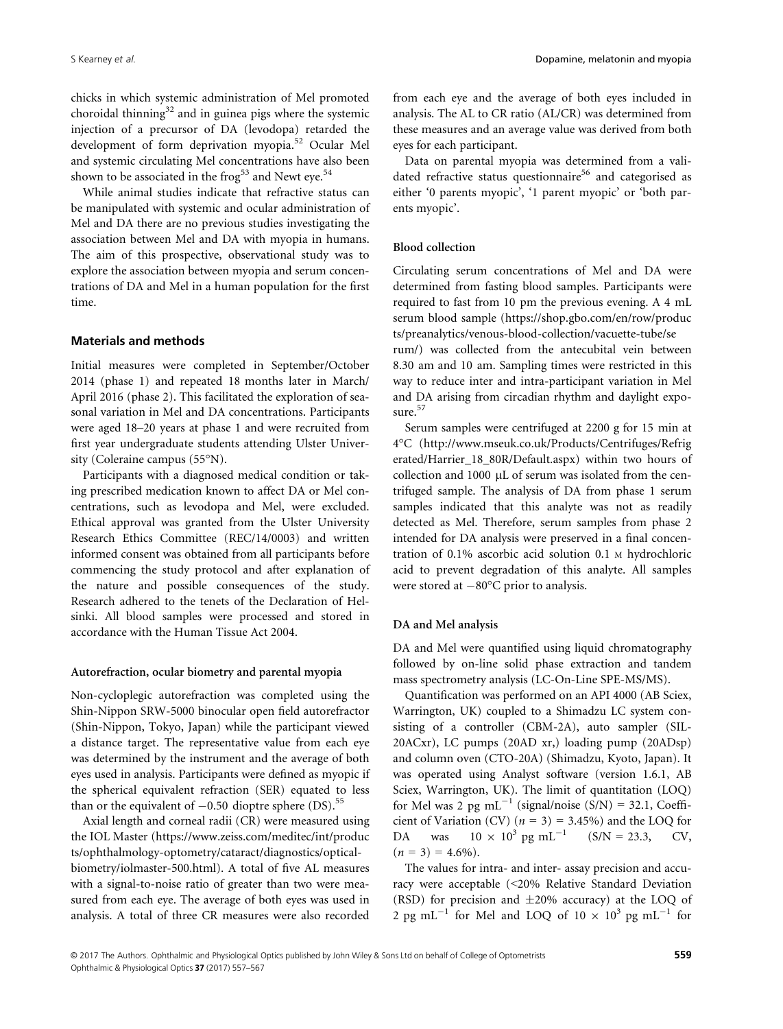chicks in which systemic administration of Mel promoted choroidal thinning[32] and in guinea pigs where the systemic injection of a precursor of DA (levodopa) retarded the development of form deprivation myopia.[52] Ocular Mel and systemic circulating Mel concentrations have also been shown to be associated in the frog[53] and Newt eye.[54]

While animal studies indicate that refractive status can be manipulated with systemic and ocular administration of Mel and DA there are no previous studies investigating the association between Mel and DA with myopia in humans. The aim of this prospective, observational study was to explore the association between myopia and serum concentrations of DA and Mel in a human population for the first time.

## Materials and methods

Initial measures were completed in September/October 2014 (phase 1) and repeated 18 months later in March/April 2016 (phase 2). This facilitated the exploration of seasonal variation in Mel and DA concentrations. Participants were aged 18–20 years at phase 1 and were recruited from first year undergraduate students attending Ulster University (Coleraine campus (55°N).

Participants with a diagnosed medical condition or taking prescribed medication known to affect DA or Mel concentrations, such as levodopa and Mel, were excluded. Ethical approval was granted from the Ulster University Research Ethics Committee (REC/14/0003) and written informed consent was obtained from all participants before commencing the study protocol and after explanation of the nature and possible consequences of the study. Research adhered to the tenets of the Declaration of Helsinki. All blood samples were processed and stored in accordance with the Human Tissue Act 2004.

### Autorefraction, ocular biometry and parental myopia

Non-cycloplegic autorefraction was completed using the Shin-Nippon SRW-5000 binocular open field autorefractor (Shin-Nippon, Tokyo, Japan) while the participant viewed a distance target. The representative value from each eye was determined by the instrument and the average of both eyes used in analysis. Participants were defined as myopic if the spherical equivalent refraction (SER) equated to less than or the equivalent of −0.50 dioptre sphere (DS).[55]

Axial length and corneal radii (CR) were measured using the IOL Master (https://www.zeiss.com/meditec/int/products/ophthalmology-optometry/cataract/diagnostics/optical-biometry/iolmaster-500.html). A total of five AL measures with a signal-to-noise ratio of greater than two were measured from each eye. The average of both eyes was used in analysis. A total of three CR measures were also recorded from each eye and the average of both eyes included in analysis. The AL to CR ratio (AL/CR) was determined from these measures and an average value was derived from both eyes for each participant.

Data on parental myopia was determined from a validated refractive status questionnaire[56] and categorised as either '0 parents myopic', '1 parent myopic' or 'both parents myopic'.

### Blood collection

Circulating serum concentrations of Mel and DA were determined from fasting blood samples. Participants were required to fast from 10 pm the previous evening. A 4 mL serum blood sample (https://shop.gbo.com/en/row/products/preanalytics/venous-blood-collection/vacuette-tube/serum/) was collected from the antecubital vein between 8.30 am and 10 am. Sampling times were restricted in this way to reduce inter and intra-participant variation in Mel and DA arising from circadian rhythm and daylight exposure.[57]

Serum samples were centrifuged at 2200 g for 15 min at 4°C (http://www.mseuk.co.uk/Products/Centrifuges/Refrigerated/Harrier_18_80R/Default.aspx) within two hours of collection and 1000 μL of serum was isolated from the centrifuged sample. The analysis of DA from phase 1 serum samples indicated that this analyte was not as readily detected as Mel. Therefore, serum samples from phase 2 intended for DA analysis were preserved in a final concentration of 0.1% ascorbic acid solution 0.1 M hydrochloric acid to prevent degradation of this analyte. All samples were stored at −80°C prior to analysis.

### DA and Mel analysis

DA and Mel were quantified using liquid chromatography followed by on-line solid phase extraction and tandem mass spectrometry analysis (LC-On-Line SPE-MS/MS).

Quantification was performed on an API 4000 (AB Sciex, Warrington, UK) coupled to a Shimadzu LC system consisting of a controller (CBM-2A), auto sampler (SIL-20ACxr), LC pumps (20AD xr,) loading pump (20ADsp) and column oven (CTO-20A) (Shimadzu, Kyoto, Japan). It was operated using Analyst software (version 1.6.1, AB Sciex, Warrington, UK). The limit of quantitation (LOQ) for Mel was 2 pg $mL^{-1}$ (signal/noise (S/N) = 32.1, Coefficient of Variation (CV) ($n = 3$) = 3.45%) and the LOQ for DA was $10 \times 10^3$ pg $mL^{-1}$ (S/N = 23.3, CV, ($n = 3$) = 4.6%).

The values for intra- and inter- assay precision and accuracy were acceptable (<20% Relative Standard Deviation (RSD) for precision and ±20% accuracy) at the LOQ of 2 pg $mL^{-1}$ for Mel and LOQ of $10 \times 10^3$ pg $mL^{-1}$ for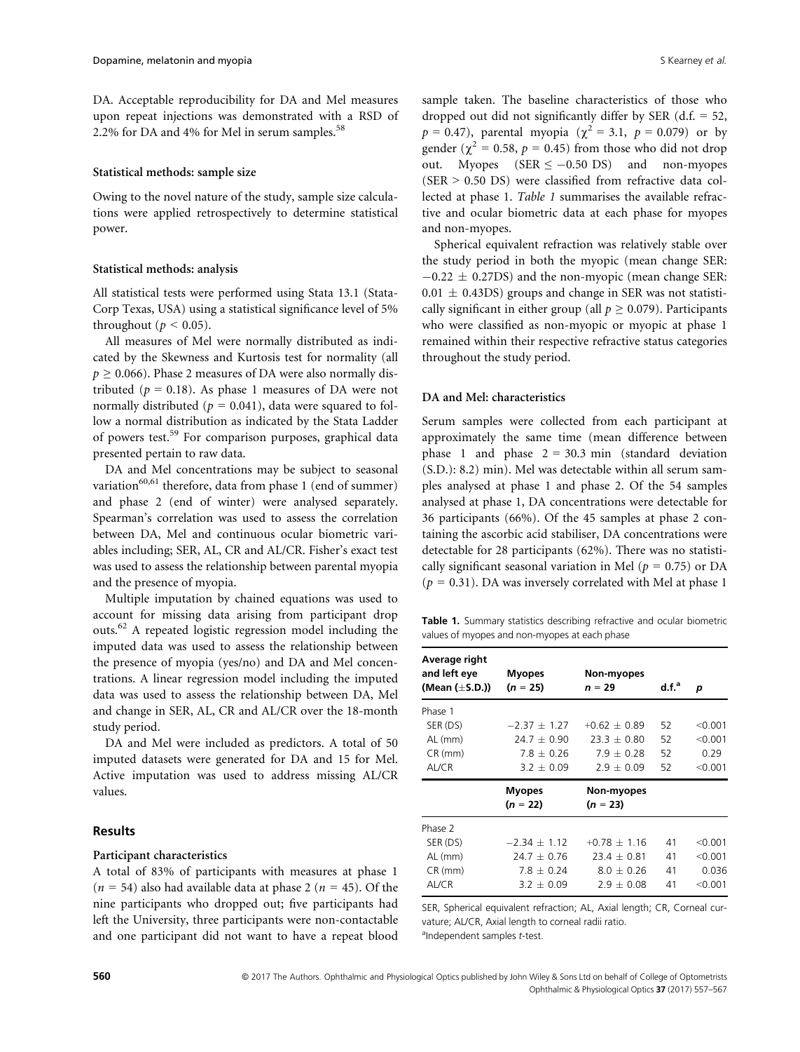DA. Acceptable reproducibility for DA and Mel measures upon repeat injections was demonstrated with a RSD of 2.2% for DA and 4% for Mel in serum samples.[58]

### Statistical methods: sample size

Owing to the novel nature of the study, sample size calculations were applied retrospectively to determine statistical power.

### Statistical methods: analysis

All statistical tests were performed using Stata 13.1 (StataCorp Texas, USA) using a statistical significance level of 5% throughout ($p < 0.05$).

All measures of Mel were normally distributed as indicated by the Skewness and Kurtosis test for normality (all $p \geq 0.066$). Phase 2 measures of DA were also normally distributed ($p = 0.18$). As phase 1 measures of DA were not normally distributed ($p = 0.041$), data were squared to follow a normal distribution as indicated by the Stata Ladder of powers test.[59] For comparison purposes, graphical data presented pertain to raw data.

DA and Mel concentrations may be subject to seasonal variation[60,61] therefore, data from phase 1 (end of summer) and phase 2 (end of winter) were analysed separately. Spearman's correlation was used to assess the correlation between DA, Mel and continuous ocular biometric variables including; SER, AL, CR and AL/CR. Fisher's exact test was used to assess the relationship between parental myopia and the presence of myopia.

Multiple imputation by chained equations was used to account for missing data arising from participant drop outs.[62] A repeated logistic regression model including the imputed data was used to assess the relationship between the presence of myopia (yes/no) and DA and Mel concentrations. A linear regression model including the imputed data was used to assess the relationship between DA, Mel and change in SER, AL, CR and AL/CR over the 18-month study period.

DA and Mel were included as predictors. A total of 50 imputed datasets were generated for DA and 15 for Mel. Active imputation was used to address missing AL/CR values.

## Results

### Participant characteristics

A total of 83% of participants with measures at phase 1 ($n = 54$) also had available data at phase 2 ($n = 45$). Of the nine participants who dropped out; five participants had left the University, three participants were non-contactable and one participant did not want to have a repeat blood sample taken. The baseline characteristics of those who dropped out did not significantly differ by SER (d.f. = 52, $p = 0.47$), parental myopia ($\chi^2 = 3.1$, $p = 0.079$) or by gender ($\chi^2 = 0.58$, $p = 0.45$) from those who did not drop out. Myopes (SER $\leq -0.50$ DS) and non-myopes (SER $> 0.50$ DS) were classified from refractive data collected at phase 1. *Table 1* summarises the available refractive and ocular biometric data at each phase for myopes and non-myopes.

Spherical equivalent refraction was relatively stable over the study period in both the myopic (mean change SER: $-0.22 \pm 0.27$DS) and the non-myopic (mean change SER: $0.01 \pm 0.43$DS) groups and change in SER was not statistically significant in either group (all $p \geq 0.079$). Participants who were classified as non-myopic or myopic at phase 1 remained within their respective refractive status categories throughout the study period.

### DA and Mel: characteristics

Serum samples were collected from each participant at approximately the same time (mean difference between phase 1 and phase 2 = 30.3 min (standard deviation (S.D.): 8.2) min). Mel was detectable within all serum samples analysed at phase 1 and phase 2. Of the 54 samples analysed at phase 1, DA concentrations were detectable for 36 participants (66%). Of the 45 samples at phase 2 containing the ascorbic acid stabiliser, DA concentrations were detectable for 28 participants (62%). There was no statistically significant seasonal variation in Mel ($p = 0.75$) or DA ($p = 0.31$). DA was inversely correlated with Mel at phase 1

**Table 1.** Summary statistics describing refractive and ocular biometric values of myopes and non-myopes at each phase

| Average right and left eye (Mean (±S.D.)) | Myopes ($n = 25$) | Non-myopes $n = 29$ | d.f.[a] | $p$ |
|---|---|---|---|---|
| Phase 1 | | | | |
| SER (DS) | $-2.37 \pm 1.27$ | $+0.62 \pm 0.89$ | 52 | <0.001 |
| AL (mm) | $24.7 \pm 0.90$ | $23.3 \pm 0.80$ | 52 | <0.001 |
| CR (mm) | $7.8 \pm 0.26$ | $7.9 \pm 0.28$ | 52 | 0.29 |
| AL/CR | $3.2 \pm 0.09$ | $2.9 \pm 0.09$ | 52 | <0.001 |
| | **Myopes ($n = 22$)** | **Non-myopes ($n = 23$)** | | |
| Phase 2 | | | | |
| SER (DS) | $-2.34 \pm 1.12$ | $+0.78 \pm 1.16$ | 41 | <0.001 |
| AL (mm) | $24.7 \pm 0.76$ | $23.4 \pm 0.81$ | 41 | <0.001 |
| CR (mm) | $7.8 \pm 0.24$ | $8.0 \pm 0.26$ | 41 | 0.036 |
| AL/CR | $3.2 \pm 0.09$ | $2.9 \pm 0.08$ | 41 | <0.001 |

SER, Spherical equivalent refraction; AL, Axial length; CR, Corneal curvature; AL/CR, Axial length to corneal radii ratio.

[a]Independent samples *t*-test.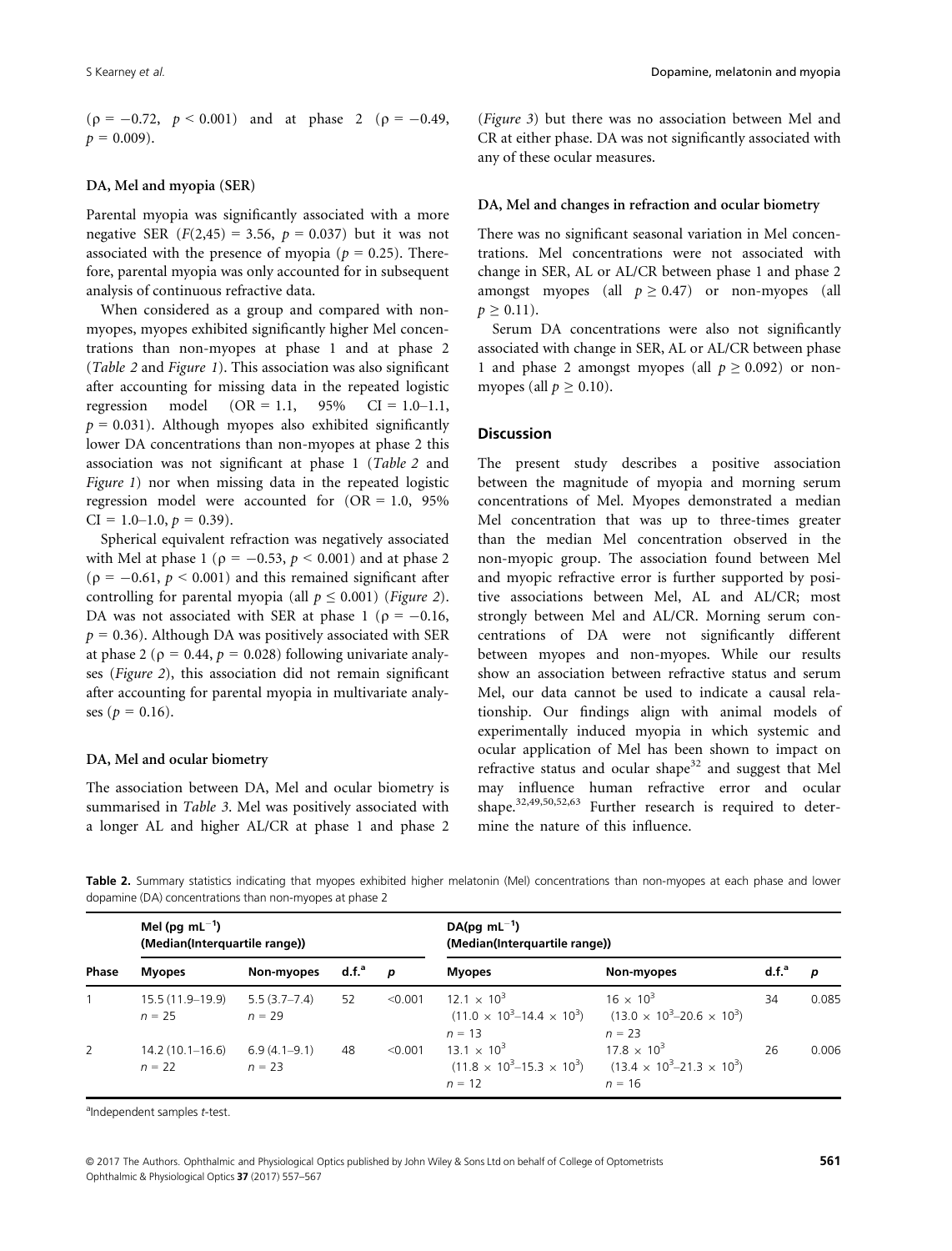($\rho = -0.72$, $p < 0.001$) and at phase 2 ($\rho = -0.49$, $p = 0.009$).

### DA, Mel and myopia (SER)

Parental myopia was significantly associated with a more negative SER ($F(2,45) = 3.56$, $p = 0.037$) but it was not associated with the presence of myopia ($p = 0.25$). Therefore, parental myopia was only accounted for in subsequent analysis of continuous refractive data.

When considered as a group and compared with non-myopes, myopes exhibited significantly higher Mel concentrations than non-myopes at phase 1 and at phase 2 (*Table 2* and *Figure 1*). This association was also significant after accounting for missing data in the repeated logistic regression model (OR = 1.1, 95% CI = 1.0–1.1, $p = 0.031$). Although myopes also exhibited significantly lower DA concentrations than non-myopes at phase 2 this association was not significant at phase 1 (*Table 2* and *Figure 1*) nor when missing data in the repeated logistic regression model were accounted for (OR = 1.0, 95% CI = 1.0–1.0, $p = 0.39$).

Spherical equivalent refraction was negatively associated with Mel at phase 1 ($\rho = -0.53$, $p < 0.001$) and at phase 2 ($\rho = -0.61$, $p < 0.001$) and this remained significant after controlling for parental myopia (all $p \leq 0.001$) (*Figure 2*). DA was not associated with SER at phase 1 ($\rho = -0.16$, $p = 0.36$). Although DA was positively associated with SER at phase 2 ($\rho = 0.44$, $p = 0.028$) following univariate analyses (*Figure 2*), this association did not remain significant after accounting for parental myopia in multivariate analyses ($p = 0.16$).

### DA, Mel and ocular biometry

The association between DA, Mel and ocular biometry is summarised in *Table 3*. Mel was positively associated with a longer AL and higher AL/CR at phase 1 and phase 2 (*Figure 3*) but there was no association between Mel and CR at either phase. DA was not significantly associated with any of these ocular measures.

### DA, Mel and changes in refraction and ocular biometry

There was no significant seasonal variation in Mel concentrations. Mel concentrations were not associated with change in SER, AL or AL/CR between phase 1 and phase 2 amongst myopes (all $p \geq 0.47$) or non-myopes (all $p \geq 0.11$).

Serum DA concentrations were also not significantly associated with change in SER, AL or AL/CR between phase 1 and phase 2 amongst myopes (all $p \geq 0.092$) or non-myopes (all $p \geq 0.10$).

## Discussion

The present study describes a positive association between the magnitude of myopia and morning serum concentrations of Mel. Myopes demonstrated a median Mel concentration that was up to three-times greater than the median Mel concentration observed in the non-myopic group. The association found between Mel and myopic refractive error is further supported by positive associations between Mel, AL and AL/CR; most strongly between Mel and AL/CR. Morning serum concentrations of DA were not significantly different between myopes and non-myopes. While our results show an association between refractive status and serum Mel, our data cannot be used to indicate a causal relationship. Our findings align with animal models of experimentally induced myopia in which systemic and ocular application of Mel has been shown to impact on refractive status and ocular shape[32] and suggest that Mel may influence human refractive error and ocular shape.[32,49,50,52,63] Further research is required to determine the nature of this influence.

**Table 2.** Summary statistics indicating that myopes exhibited higher melatonin (Mel) concentrations than non-myopes at each phase and lower dopamine (DA) concentrations than non-myopes at phase 2

| Phase | Mel (pg mL$^{-1}$) (Median(Interquartile range)) | | | | DA(pg mL$^{-1}$) (Median(Interquartile range)) | | | |
|---|---|---|---|---|---|---|---|---|
| | Myopes | Non-myopes | d.f.[a] | $p$ | Myopes | Non-myopes | d.f.[a] | $p$ |
| 1 | 15.5 (11.9–19.9) $n = 25$ | 5.5 (3.7–7.4) $n = 29$ | 52 | <0.001 | $12.1 \times 10^3$ ($11.0 \times 10^3$–$14.4 \times 10^3$) $n = 13$ | $16 \times 10^3$ ($13.0 \times 10^3$–$20.6 \times 10^3$) $n = 23$ | 34 | 0.085 |
| 2 | 14.2 (10.1–16.6) $n = 22$ | 6.9 (4.1–9.1) $n = 23$ | 48 | <0.001 | $13.1 \times 10^3$ ($11.8 \times 10^3$–$15.3 \times 10^3$) $n = 12$ | $17.8 \times 10^3$ ($13.4 \times 10^3$–$21.3 \times 10^3$) $n = 16$ | 26 | 0.006 |

[a]Independent samples *t*-test.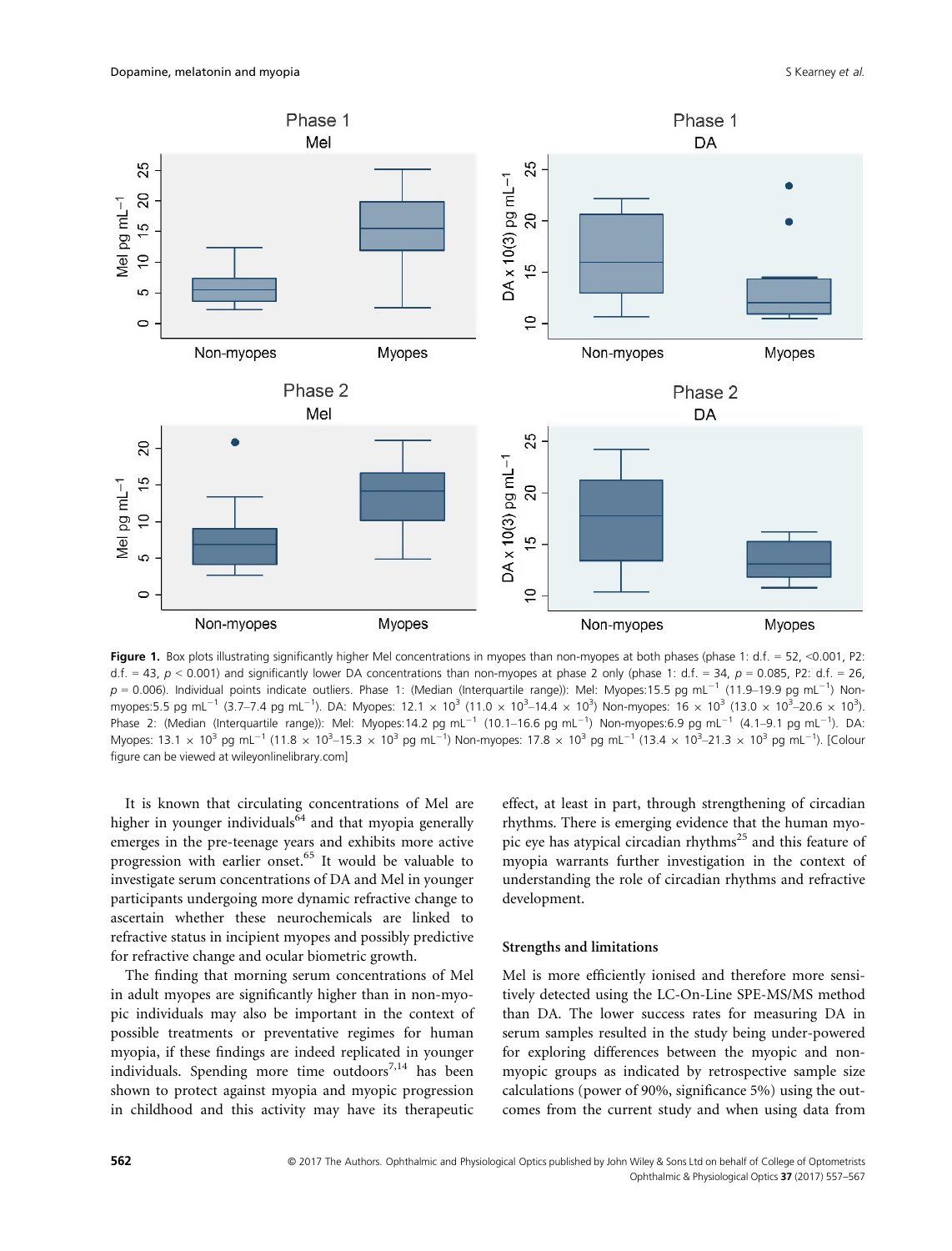**Figure 1.** Box plots illustrating significantly higher Mel concentrations in myopes than non-myopes at both phases (phase 1: d.f. = 52, <0.001, P2: d.f. = 43, $p < 0.001$) and significantly lower DA concentrations than non-myopes at phase 2 only (phase 1: d.f. = 34, $p = 0.085$, P2: d.f. = 26, $p = 0.006$). Individual points indicate outliers. Phase 1: (Median (Interquartile range)): Mel: Myopes:15.5 pg $mL^{-1}$ (11.9–19.9 pg $mL^{-1}$) Non-myopes:5.5 pg $mL^{-1}$ (3.7–7.4 pg $mL^{-1}$). DA: Myopes: 12.1 $\times 10^3$ (11.0 $\times 10^3$–14.4 $\times 10^3$) Non-myopes: 16 $\times 10^3$ (13.0 $\times 10^3$–20.6 $\times 10^3$). Phase 2: (Median (Interquartile range)): Mel: Myopes:14.2 pg $mL^{-1}$ (10.1–16.6 pg $mL^{-1}$) Non-myopes:6.9 pg $mL^{-1}$ (4.1–9.1 pg $mL^{-1}$). DA: Myopes: 13.1 $\times 10^3$ pg $mL^{-1}$ (11.8 $\times 10^3$–15.3 $\times 10^3$ pg $mL^{-1}$) Non-myopes: 17.8 $\times 10^3$ pg $mL^{-1}$ (13.4 $\times 10^3$–21.3 $\times 10^3$ pg $mL^{-1}$). [Colour figure can be viewed at wileyonlinelibrary.com]

It is known that circulating concentrations of Mel are higher in younger individuals[64] and that myopia generally emerges in the pre-teenage years and exhibits more active progression with earlier onset.[65] It would be valuable to investigate serum concentrations of DA and Mel in younger participants undergoing more dynamic refractive change to ascertain whether these neurochemicals are linked to refractive status in incipient myopes and possibly predictive for refractive change and ocular biometric growth.

The finding that morning serum concentrations of Mel in adult myopes are significantly higher than in non-myopic individuals may also be important in the context of possible treatments or preventative regimes for human myopia, if these findings are indeed replicated in younger individuals. Spending more time outdoors[7,14] has been shown to protect against myopia and myopic progression in childhood and this activity may have its therapeutic effect, at least in part, through strengthening of circadian rhythms. There is emerging evidence that the human myopic eye has atypical circadian rhythms[25] and this feature of myopia warrants further investigation in the context of understanding the role of circadian rhythms and refractive development.

### Strengths and limitations

Mel is more efficiently ionised and therefore more sensitively detected using the LC-On-Line SPE-MS/MS method than DA. The lower success rates for measuring DA in serum samples resulted in the study being under-powered for exploring differences between the myopic and non-myopic groups as indicated by retrospective sample size calculations (power of 90%, significance 5%) using the outcomes from the current study and when using data from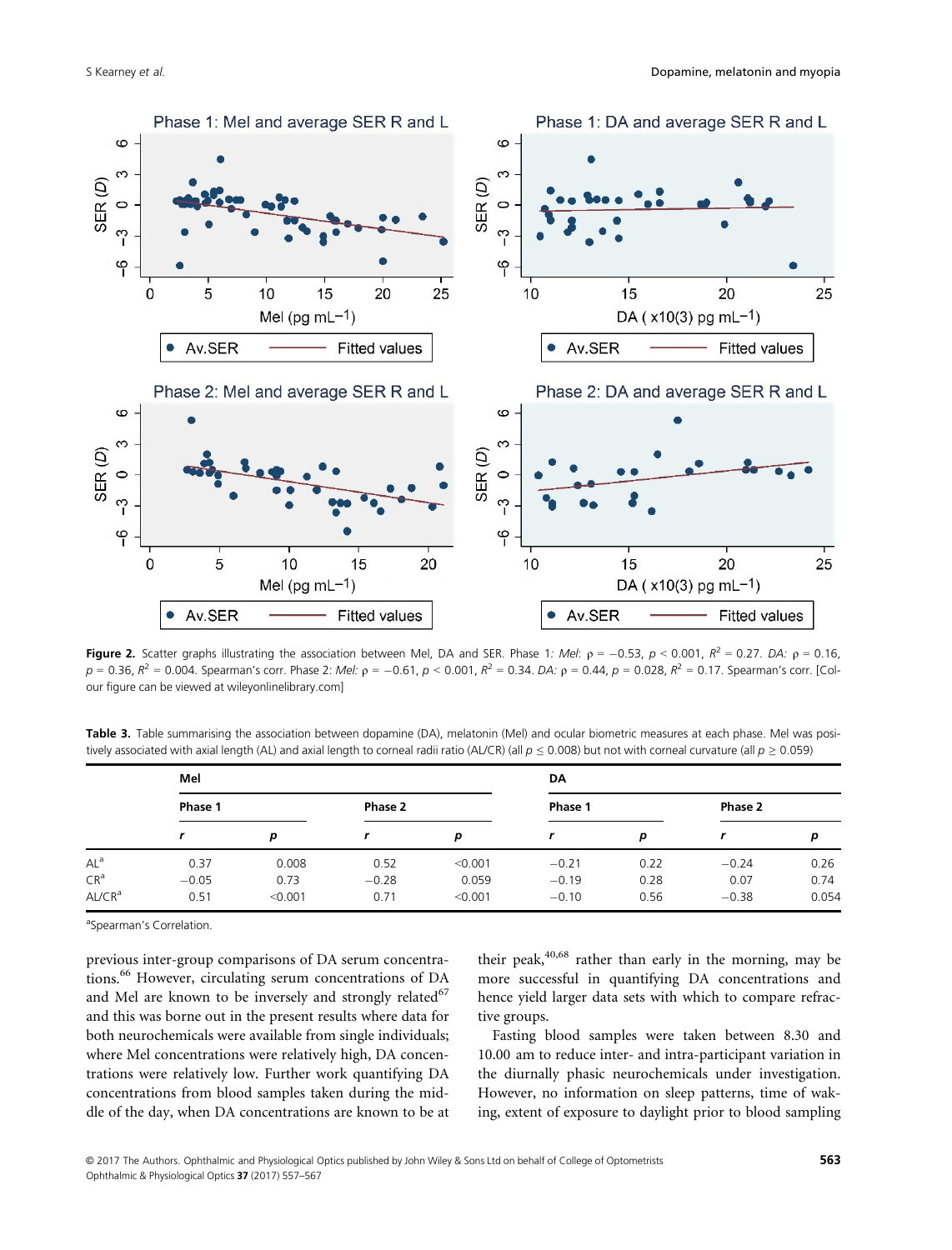Figure 2. Scatter graphs illustrating the association between Mel, DA and SER. Phase 1: *Mel*: $\rho = -0.53$, $p < 0.001$, $R^2 = 0.27$. *DA*: $\rho = 0.16$, $p = 0.36$, $R^2 = 0.004$. Spearman's corr. Phase 2: *Mel*: $\rho = -0.61$, $p < 0.001$, $R^2 = 0.34$. *DA*: $\rho = 0.44$, $p = 0.028$, $R^2 = 0.17$. Spearman's corr. [Colour figure can be viewed at wileyonlinelibrary.com]

**Table 3.** Table summarising the association between dopamine (DA), melatonin (Mel) and ocular biometric measures at each phase. Mel was positively associated with axial length (AL) and axial length to corneal radii ratio (AL/CR) (all $p \leq 0.008$) but not with corneal curvature (all $p \geq 0.059$)

| | Mel | | | | DA | | | |
|---|---|---|---|---|---|---|---|---|
| | Phase 1 | | Phase 2 | | Phase 1 | | Phase 2 | |
| | *r* | *p* | *r* | *p* | *r* | *p* | *r* | *p* |
| AL[a] | 0.37 | 0.008 | 0.52 | <0.001 | −0.21 | 0.22 | −0.24 | 0.26 |
| CR[a] | −0.05 | 0.73 | −0.28 | 0.059 | −0.19 | 0.28 | 0.07 | 0.74 |
| AL/CR[a] | 0.51 | <0.001 | 0.71 | <0.001 | −0.10 | 0.56 | −0.38 | 0.054 |

[a]Spearman's Correlation.

previous inter-group comparisons of DA serum concentrations.[66] However, circulating serum concentrations of DA and Mel are known to be inversely and strongly related[67] and this was borne out in the present results where data for both neurochemicals were available from single individuals; where Mel concentrations were relatively high, DA concentrations were relatively low. Further work quantifying DA concentrations from blood samples taken during the middle of the day, when DA concentrations are known to be at their peak,[40,68] rather than early in the morning, may be more successful in quantifying DA concentrations and hence yield larger data sets with which to compare refractive groups.

Fasting blood samples were taken between 8.30 and 10.00 am to reduce inter- and intra-participant variation in the diurnally phasic neurochemicals under investigation. However, no information on sleep patterns, time of waking, extent of exposure to daylight prior to blood sampling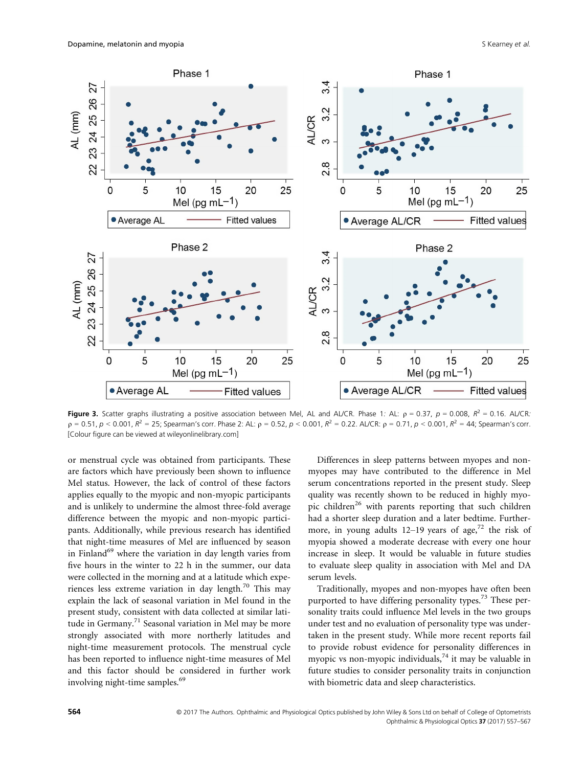**Figure 3.** Scatter graphs illustrating a positive association between Mel, AL and AL/CR. Phase 1: AL: ρ = 0.37, $p = 0.008$, $R^2 = 0.16$. AL/CR: ρ = 0.51, $p < 0.001$, $R^2 = 25$; Spearman's corr. Phase 2: AL: ρ = 0.52, $p < 0.001$, $R^2 = 0.22$. AL/CR: ρ = 0.71, $p < 0.001$, $R^2 = 44$; Spearman's corr. [Colour figure can be viewed at wileyonlinelibrary.com]

or menstrual cycle was obtained from participants. These are factors which have previously been shown to influence Mel status. However, the lack of control of these factors applies equally to the myopic and non-myopic participants and is unlikely to undermine the almost three-fold average difference between the myopic and non-myopic participants. Additionally, while previous research has identified that night-time measures of Mel are influenced by season in Finland[69] where the variation in day length varies from five hours in the winter to 22 h in the summer, our data were collected in the morning and at a latitude which experiences less extreme variation in day length.[70] This may explain the lack of seasonal variation in Mel found in the present study, consistent with data collected at similar latitude in Germany.[71] Seasonal variation in Mel may be more strongly associated with more northerly latitudes and night-time measurement protocols. The menstrual cycle has been reported to influence night-time measures of Mel and this factor should be considered in further work involving night-time samples.[69]

Differences in sleep patterns between myopes and non-myopes may have contributed to the difference in Mel serum concentrations reported in the present study. Sleep quality was recently shown to be reduced in highly myopic children[26] with parents reporting that such children had a shorter sleep duration and a later bedtime. Furthermore, in young adults 12–19 years of age,[72] the risk of myopia showed a moderate decrease with every one hour increase in sleep. It would be valuable in future studies to evaluate sleep quality in association with Mel and DA serum levels.

Traditionally, myopes and non-myopes have often been purported to have differing personality types.[73] These personality traits could influence Mel levels in the two groups under test and no evaluation of personality type was undertaken in the present study. While more recent reports fail to provide robust evidence for personality differences in myopic vs non-myopic individuals,[74] it may be valuable in future studies to consider personality traits in conjunction with biometric data and sleep characteristics.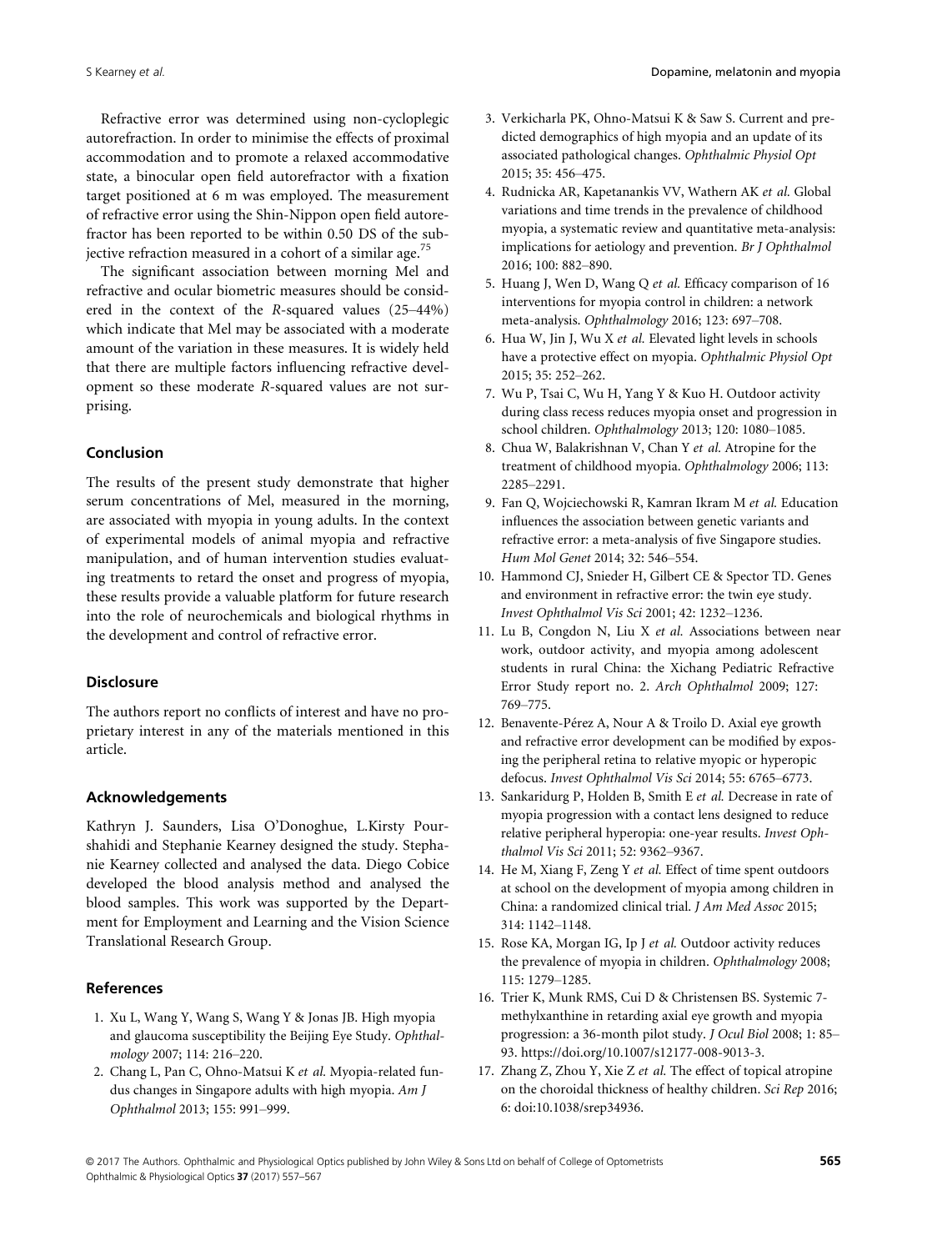Refractive error was determined using non-cycloplegic autorefraction. In order to minimise the effects of proximal accommodation and to promote a relaxed accommodative state, a binocular open field autorefractor with a fixation target positioned at 6 m was employed. The measurement of refractive error using the Shin-Nippon open field autorefractor has been reported to be within 0.50 DS of the subjective refraction measured in a cohort of a similar age.[75]

The significant association between morning Mel and refractive and ocular biometric measures should be considered in the context of the *R*-squared values (25–44%) which indicate that Mel may be associated with a moderate amount of the variation in these measures. It is widely held that there are multiple factors influencing refractive development so these moderate *R*-squared values are not surprising.

## Conclusion

The results of the present study demonstrate that higher serum concentrations of Mel, measured in the morning, are associated with myopia in young adults. In the context of experimental models of animal myopia and refractive manipulation, and of human intervention studies evaluating treatments to retard the onset and progress of myopia, these results provide a valuable platform for future research into the role of neurochemicals and biological rhythms in the development and control of refractive error.

## Disclosure

The authors report no conflicts of interest and have no proprietary interest in any of the materials mentioned in this article.

## Acknowledgements

Kathryn J. Saunders, Lisa O'Donoghue, L.Kirsty Pourshahidi and Stephanie Kearney designed the study. Stephanie Kearney collected and analysed the data. Diego Cobice developed the blood analysis method and analysed the blood samples. This work was supported by the Department for Employment and Learning and the Vision Science Translational Research Group.

## References

1. Xu L, Wang Y, Wang S, Wang Y & Jonas JB. High myopia and glaucoma susceptibility the Beijing Eye Study. *Ophthalmology* 2007; 114: 216–220.
2. Chang L, Pan C, Ohno-Matsui K *et al.* Myopia-related fundus changes in Singapore adults with high myopia. *Am J Ophthalmol* 2013; 155: 991–999.
3. Verkicharla PK, Ohno-Matsui K & Saw S. Current and predicted demographics of high myopia and an update of its associated pathological changes. *Ophthalmic Physiol Opt* 2015; 35: 456–475.
4. Rudnicka AR, Kapetanankis VV, Wathern AK *et al.* Global variations and time trends in the prevalence of childhood myopia, a systematic review and quantitative meta-analysis: implications for aetiology and prevention. *Br J Ophthalmol* 2016; 100: 882–890.
5. Huang J, Wen D, Wang Q *et al.* Efficacy comparison of 16 interventions for myopia control in children: a network meta-analysis. *Ophthalmology* 2016; 123: 697–708.
6. Hua W, Jin J, Wu X *et al.* Elevated light levels in schools have a protective effect on myopia. *Ophthalmic Physiol Opt* 2015; 35: 252–262.
7. Wu P, Tsai C, Wu H, Yang Y & Kuo H. Outdoor activity during class recess reduces myopia onset and progression in school children. *Ophthalmology* 2013; 120: 1080–1085.
8. Chua W, Balakrishnan V, Chan Y *et al.* Atropine for the treatment of childhood myopia. *Ophthalmology* 2006; 113: 2285–2291.
9. Fan Q, Wojciechowski R, Kamran Ikram M *et al.* Education influences the association between genetic variants and refractive error: a meta-analysis of five Singapore studies. *Hum Mol Genet* 2014; 32: 546–554.
10. Hammond CJ, Snieder H, Gilbert CE & Spector TD. Genes and environment in refractive error: the twin eye study. *Invest Ophthalmol Vis Sci* 2001; 42: 1232–1236.
11. Lu B, Congdon N, Liu X *et al.* Associations between near work, outdoor activity, and myopia among adolescent students in rural China: the Xichang Pediatric Refractive Error Study report no. 2. *Arch Ophthalmol* 2009; 127: 769–775.
12. Benavente-Pérez A, Nour A & Troilo D. Axial eye growth and refractive error development can be modified by exposing the peripheral retina to relative myopic or hyperopic defocus. *Invest Ophthalmol Vis Sci* 2014; 55: 6765–6773.
13. Sankaridurg P, Holden B, Smith E *et al.* Decrease in rate of myopia progression with a contact lens designed to reduce relative peripheral hyperopia: one-year results. *Invest Ophthalmol Vis Sci* 2011; 52: 9362–9367.
14. He M, Xiang F, Zeng Y *et al.* Effect of time spent outdoors at school on the development of myopia among children in China: a randomized clinical trial. *J Am Med Assoc* 2015; 314: 1142–1148.
15. Rose KA, Morgan IG, Ip J *et al.* Outdoor activity reduces the prevalence of myopia in children. *Ophthalmology* 2008; 115: 1279–1285.
16. Trier K, Munk RMS, Cui D & Christensen BS. Systemic 7-methylxanthine in retarding axial eye growth and myopia progression: a 36-month pilot study. *J Ocul Biol* 2008; 1: 85–93. https://doi.org/10.1007/s12177-008-9013-3.
17. Zhang Z, Zhou Y, Xie Z *et al.* The effect of topical atropine on the choroidal thickness of healthy children. *Sci Rep* 2016; 6: doi:10.1038/srep34936.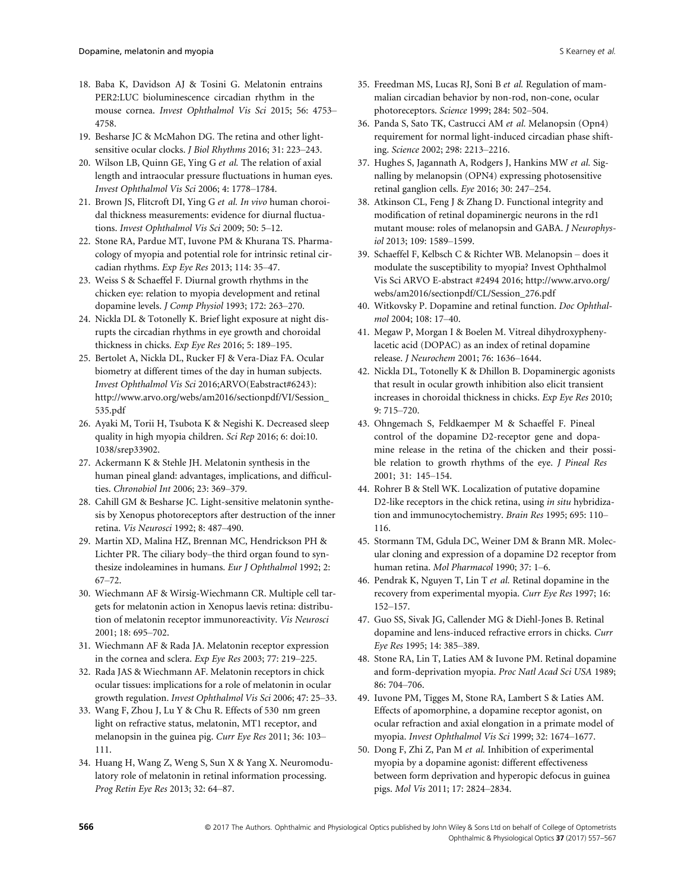18. Baba K, Davidson AJ & Tosini G. Melatonin entrains PER2:LUC bioluminescence circadian rhythm in the mouse cornea. *Invest Ophthalmol Vis Sci* 2015; 56: 4753–4758.
19. Besharse JC & McMahon DG. The retina and other light-sensitive ocular clocks. *J Biol Rhythms* 2016; 31: 223–243.
20. Wilson LB, Quinn GE, Ying G *et al.* The relation of axial length and intraocular pressure fluctuations in human eyes. *Invest Ophthalmol Vis Sci* 2006; 4: 1778–1784.
21. Brown JS, Flitcroft DI, Ying G *et al. In vivo* human choroidal thickness measurements: evidence for diurnal fluctuations. *Invest Ophthalmol Vis Sci* 2009; 50: 5–12.
22. Stone RA, Pardue MT, Iuvone PM & Khurana TS. Pharmacology of myopia and potential role for intrinsic retinal circadian rhythms. *Exp Eye Res* 2013; 114: 35–47.
23. Weiss S & Schaeffel F. Diurnal growth rhythms in the chicken eye: relation to myopia development and retinal dopamine levels. *J Comp Physiol* 1993; 172: 263–270.
24. Nickla DL & Totonelly K. Brief light exposure at night disrupts the circadian rhythms in eye growth and choroidal thickness in chicks. *Exp Eye Res* 2016; 5: 189–195.
25. Bertolet A, Nickla DL, Rucker FJ & Vera-Diaz FA. Ocular biometry at different times of the day in human subjects. *Invest Ophthalmol Vis Sci* 2016;ARVO(Eabstract#6243): http://www.arvo.org/webs/am2016/sectionpdf/VI/Session_535.pdf
26. Ayaki M, Torii H, Tsubota K & Negishi K. Decreased sleep quality in high myopia children. *Sci Rep* 2016; 6: doi:10.1038/srep33902.
27. Ackermann K & Stehle JH. Melatonin synthesis in the human pineal gland: advantages, implications, and difficulties. *Chronobiol Int* 2006; 23: 369–379.
28. Cahill GM & Besharse JC. Light-sensitive melatonin synthesis by Xenopus photoreceptors after destruction of the inner retina. *Vis Neurosci* 1992; 8: 487–490.
29. Martin XD, Malina HZ, Brennan MC, Hendrickson PH & Lichter PR. The ciliary body–the third organ found to synthesize indoleamines in humans. *Eur J Ophthalmol* 1992; 2: 67–72.
30. Wiechmann AF & Wirsig-Wiechmann CR. Multiple cell targets for melatonin action in Xenopus laevis retina: distribution of melatonin receptor immunoreactivity. *Vis Neurosci* 2001; 18: 695–702.
31. Wiechmann AF & Rada JA. Melatonin receptor expression in the cornea and sclera. *Exp Eye Res* 2003; 77: 219–225.
32. Rada JAS & Wiechmann AF. Melatonin receptors in chick ocular tissues: implications for a role of melatonin in ocular growth regulation. *Invest Ophthalmol Vis Sci* 2006; 47: 25–33.
33. Wang F, Zhou J, Lu Y & Chu R. Effects of 530 nm green light on refractive status, melatonin, MT1 receptor, and melanopsin in the guinea pig. *Curr Eye Res* 2011; 36: 103–111.
34. Huang H, Wang Z, Weng S, Sun X & Yang X. Neuromodulatory role of melatonin in retinal information processing. *Prog Retin Eye Res* 2013; 32: 64–87.
35. Freedman MS, Lucas RJ, Soni B *et al.* Regulation of mammalian circadian behavior by non-rod, non-cone, ocular photoreceptors. *Science* 1999; 284: 502–504.
36. Panda S, Sato TK, Castrucci AM *et al.* Melanopsin (Opn4) requirement for normal light-induced circadian phase shifting. *Science* 2002; 298: 2213–2216.
37. Hughes S, Jagannath A, Rodgers J, Hankins MW *et al.* Signalling by melanopsin (OPN4) expressing photosensitive retinal ganglion cells. *Eye* 2016; 30: 247–254.
38. Atkinson CL, Feng J & Zhang D. Functional integrity and modification of retinal dopaminergic neurons in the rd1 mutant mouse: roles of melanopsin and GABA. *J Neurophysiol* 2013; 109: 1589–1599.
39. Schaeffel F, Kelbsch C & Richter WB. Melanopsin – does it modulate the susceptibility to myopia? Invest Ophthalmol Vis Sci ARVO E-abstract #2494 2016; http://www.arvo.org/webs/am2016/sectionpdf/CL/Session_276.pdf
40. Witkovsky P. Dopamine and retinal function. *Doc Ophthalmol* 2004; 108: 17–40.
41. Megaw P, Morgan I & Boelen M. Vitreal dihydroxyphenylacetic acid (DOPAC) as an index of retinal dopamine release. *J Neurochem* 2001; 76: 1636–1644.
42. Nickla DL, Totonelly K & Dhillon B. Dopaminergic agonists that result in ocular growth inhibition also elicit transient increases in choroidal thickness in chicks. *Exp Eye Res* 2010; 9: 715–720.
43. Ohngemach S, Feldkaemper M & Schaeffel F. Pineal control of the dopamine D2-receptor gene and dopamine release in the retina of the chicken and their possible relation to growth rhythms of the eye. *J Pineal Res* 2001; 31: 145–154.
44. Rohrer B & Stell WK. Localization of putative dopamine D2-like receptors in the chick retina, using *in situ* hybridization and immunocytochemistry. *Brain Res* 1995; 695: 110–116.
45. Stormann TM, Gdula DC, Weiner DM & Brann MR. Molecular cloning and expression of a dopamine D2 receptor from human retina. *Mol Pharmacol* 1990; 37: 1–6.
46. Pendrak K, Nguyen T, Lin T *et al.* Retinal dopamine in the recovery from experimental myopia. *Curr Eye Res* 1997; 16: 152–157.
47. Guo SS, Sivak JG, Callender MG & Diehl-Jones B. Retinal dopamine and lens-induced refractive errors in chicks. *Curr Eye Res* 1995; 14: 385–389.
48. Stone RA, Lin T, Laties AM & Iuvone PM. Retinal dopamine and form-deprivation myopia. *Proc Natl Acad Sci USA* 1989; 86: 704–706.
49. Iuvone PM, Tigges M, Stone RA, Lambert S & Laties AM. Effects of apomorphine, a dopamine receptor agonist, on ocular refraction and axial elongation in a primate model of myopia. *Invest Ophthalmol Vis Sci* 1999; 32: 1674–1677.
50. Dong F, Zhi Z, Pan M *et al.* Inhibition of experimental myopia by a dopamine agonist: different effectiveness between form deprivation and hyperopic defocus in guinea pigs. *Mol Vis* 2011; 17: 2824–2834.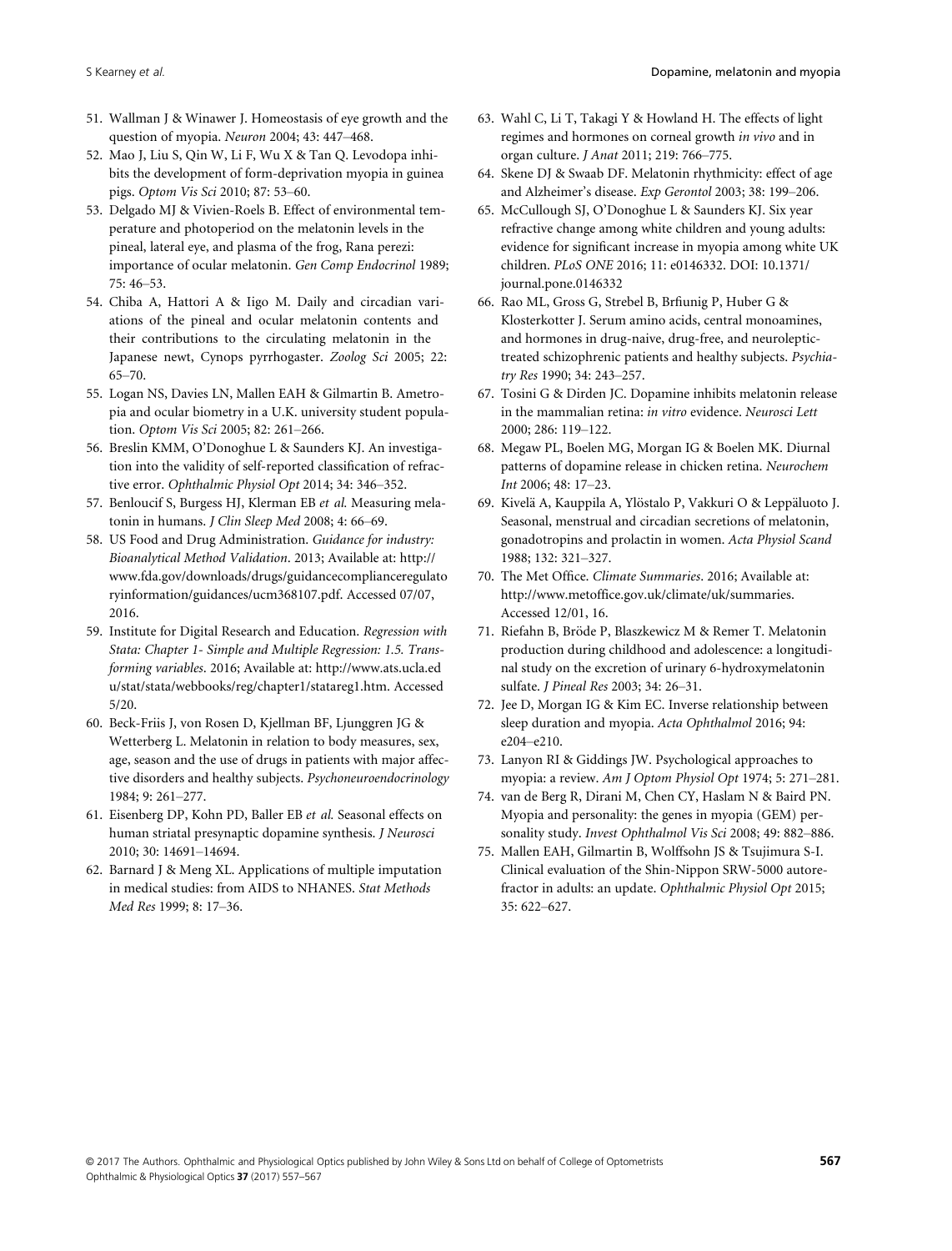51. Wallman J & Winawer J. Homeostasis of eye growth and the question of myopia. *Neuron* 2004; 43: 447–468.
52. Mao J, Liu S, Qin W, Li F, Wu X & Tan Q. Levodopa inhibits the development of form-deprivation myopia in guinea pigs. *Optom Vis Sci* 2010; 87: 53–60.
53. Delgado MJ & Vivien-Roels B. Effect of environmental temperature and photoperiod on the melatonin levels in the pineal, lateral eye, and plasma of the frog, Rana perezi: importance of ocular melatonin. *Gen Comp Endocrinol* 1989; 75: 46–53.
54. Chiba A, Hattori A & Iigo M. Daily and circadian variations of the pineal and ocular melatonin contents and their contributions to the circulating melatonin in the Japanese newt, Cynops pyrrhogaster. *Zoolog Sci* 2005; 22: 65–70.
55. Logan NS, Davies LN, Mallen EAH & Gilmartin B. Ametropia and ocular biometry in a U.K. university student population. *Optom Vis Sci* 2005; 82: 261–266.
56. Breslin KMM, O'Donoghue L & Saunders KJ. An investigation into the validity of self-reported classification of refractive error. *Ophthalmic Physiol Opt* 2014; 34: 346–352.
57. Benloucif S, Burgess HJ, Klerman EB *et al.* Measuring melatonin in humans. *J Clin Sleep Med* 2008; 4: 66–69.
58. US Food and Drug Administration. *Guidance for industry: Bioanalytical Method Validation*. 2013; Available at: http://www.fda.gov/downloads/drugs/guidancecomplianceregulatoryinformation/guidances/ucm368107.pdf. Accessed 07/07, 2016.
59. Institute for Digital Research and Education. *Regression with Stata: Chapter 1- Simple and Multiple Regression: 1.5. Transforming variables*. 2016; Available at: http://www.ats.ucla.edu/stat/stata/webbooks/reg/chapter1/statareg1.htm. Accessed 5/20.
60. Beck-Friis J, von Rosen D, Kjellman BF, Ljunggren JG & Wetterberg L. Melatonin in relation to body measures, sex, age, season and the use of drugs in patients with major affective disorders and healthy subjects. *Psychoneuroendocrinology* 1984; 9: 261–277.
61. Eisenberg DP, Kohn PD, Baller EB *et al.* Seasonal effects on human striatal presynaptic dopamine synthesis. *J Neurosci* 2010; 30: 14691–14694.
62. Barnard J & Meng XL. Applications of multiple imputation in medical studies: from AIDS to NHANES. *Stat Methods Med Res* 1999; 8: 17–36.
63. Wahl C, Li T, Takagi Y & Howland H. The effects of light regimes and hormones on corneal growth *in vivo* and in organ culture. *J Anat* 2011; 219: 766–775.
64. Skene DJ & Swaab DF. Melatonin rhythmicity: effect of age and Alzheimer's disease. *Exp Gerontol* 2003; 38: 199–206.
65. McCullough SJ, O'Donoghue L & Saunders KJ. Six year refractive change among white children and young adults: evidence for significant increase in myopia among white UK children. *PLoS ONE* 2016; 11: e0146332. DOI: 10.1371/journal.pone.0146332
66. Rao ML, Gross G, Strebel B, Brfiunig P, Huber G & Klosterkotter J. Serum amino acids, central monoamines, and hormones in drug-naive, drug-free, and neuroleptic-treated schizophrenic patients and healthy subjects. *Psychiatry Res* 1990; 34: 243–257.
67. Tosini G & Dirden JC. Dopamine inhibits melatonin release in the mammalian retina: *in vitro* evidence. *Neurosci Lett* 2000; 286: 119–122.
68. Megaw PL, Boelen MG, Morgan IG & Boelen MK. Diurnal patterns of dopamine release in chicken retina. *Neurochem Int* 2006; 48: 17–23.
69. Kivelä A, Kauppila A, Ylöstalo P, Vakkuri O & Leppäluoto J. Seasonal, menstrual and circadian secretions of melatonin, gonadotropins and prolactin in women. *Acta Physiol Scand* 1988; 132: 321–327.
70. The Met Office. *Climate Summaries*. 2016; Available at: http://www.metoffice.gov.uk/climate/uk/summaries. Accessed 12/01, 16.
71. Riefahn B, Bröde P, Blaszkewicz M & Remer T. Melatonin production during childhood and adolescence: a longitudinal study on the excretion of urinary 6-hydroxymelatonin sulfate. *J Pineal Res* 2003; 34: 26–31.
72. Jee D, Morgan IG & Kim EC. Inverse relationship between sleep duration and myopia. *Acta Ophthalmol* 2016; 94: e204–e210.
73. Lanyon RI & Giddings JW. Psychological approaches to myopia: a review. *Am J Optom Physiol Opt* 1974; 5: 271–281.
74. van de Berg R, Dirani M, Chen CY, Haslam N & Baird PN. Myopia and personality: the genes in myopia (GEM) personality study. *Invest Ophthalmol Vis Sci* 2008; 49: 882–886.
75. Mallen EAH, Gilmartin B, Wolffsohn JS & Tsujimura S-I. Clinical evaluation of the Shin-Nippon SRW-5000 autorefractor in adults: an update. *Ophthalmic Physiol Opt* 2015; 35: 622–627.